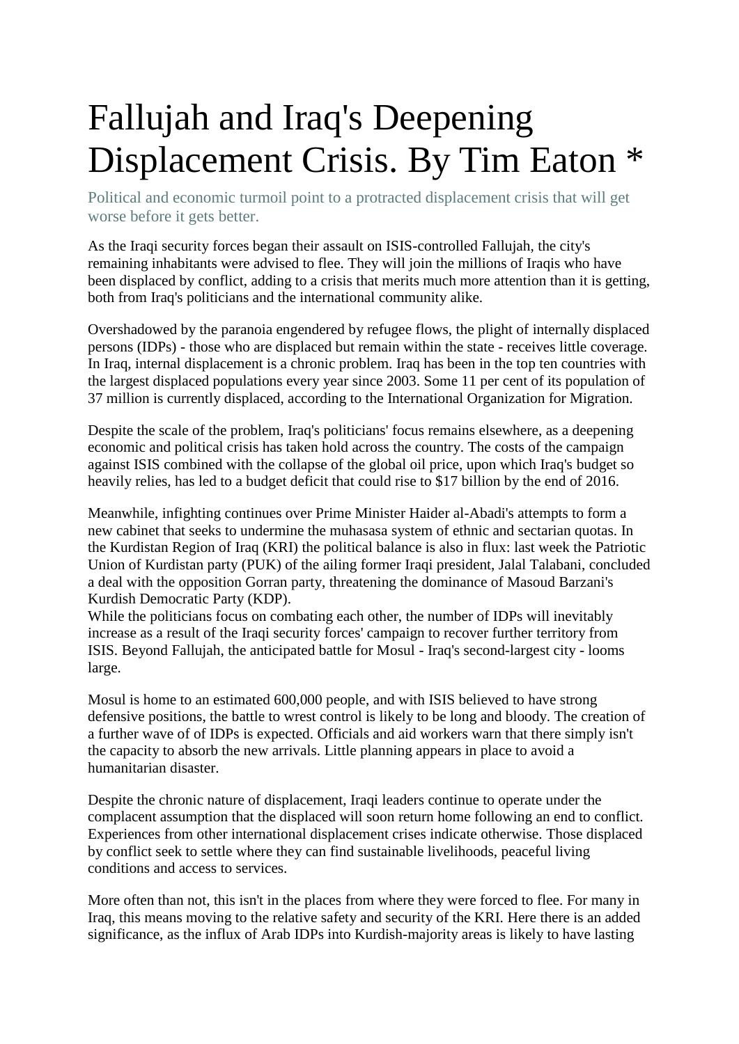# Fallujah and Iraq's Deepening Displacement Crisis. By Tim Eaton *

Political and economic turmoil point to a protracted displacement crisis that will get worse before it gets better.

As the Iraqi security forces began their assault on ISIS-controlled Fallujah, the city's remaining inhabitants were advised to flee. They will join the millions of Iraqis who have been displaced by conflict, adding to a crisis that merits much more attention than it is getting, both from Iraq's politicians and the international community alike.

Overshadowed by the paranoia engendered by refugee flows, the plight of internally displaced persons (IDPs) - those who are displaced but remain within the state - receives little coverage. In Iraq, internal displacement is a chronic problem. Iraq has been in the top ten countries with the largest displaced populations every year since 2003. Some 11 per cent of its population of 37 million is currently displaced, according to the International Organization for Migration.

Despite the scale of the problem, Iraq's politicians' focus remains elsewhere, as a deepening economic and political crisis has taken hold across the country. The costs of the campaign against ISIS combined with the collapse of the global oil price, upon which Iraq's budget so heavily relies, has led to a budget deficit that could rise to $17 billion by the end of 2016.

Meanwhile, infighting continues over Prime Minister Haider al-Abadi's attempts to form a new cabinet that seeks to undermine the muhasasa system of ethnic and sectarian quotas. In the Kurdistan Region of Iraq (KRI) the political balance is also in flux: last week the Patriotic Union of Kurdistan party (PUK) of the ailing former Iraqi president, Jalal Talabani, concluded a deal with the opposition Gorran party, threatening the dominance of Masoud Barzani's Kurdish Democratic Party (KDP).
While the politicians focus on combating each other, the number of IDPs will inevitably increase as a result of the Iraqi security forces' campaign to recover further territory from ISIS. Beyond Fallujah, the anticipated battle for Mosul - Iraq's second-largest city - looms large.

Mosul is home to an estimated 600,000 people, and with ISIS believed to have strong defensive positions, the battle to wrest control is likely to be long and bloody. The creation of a further wave of of IDPs is expected. Officials and aid workers warn that there simply isn't the capacity to absorb the new arrivals. Little planning appears in place to avoid a humanitarian disaster.

Despite the chronic nature of displacement, Iraqi leaders continue to operate under the complacent assumption that the displaced will soon return home following an end to conflict. Experiences from other international displacement crises indicate otherwise. Those displaced by conflict seek to settle where they can find sustainable livelihoods, peaceful living conditions and access to services.

More often than not, this isn't in the places from where they were forced to flee. For many in Iraq, this means moving to the relative safety and security of the KRI. Here there is an added significance, as the influx of Arab IDPs into Kurdish-majority areas is likely to have lasting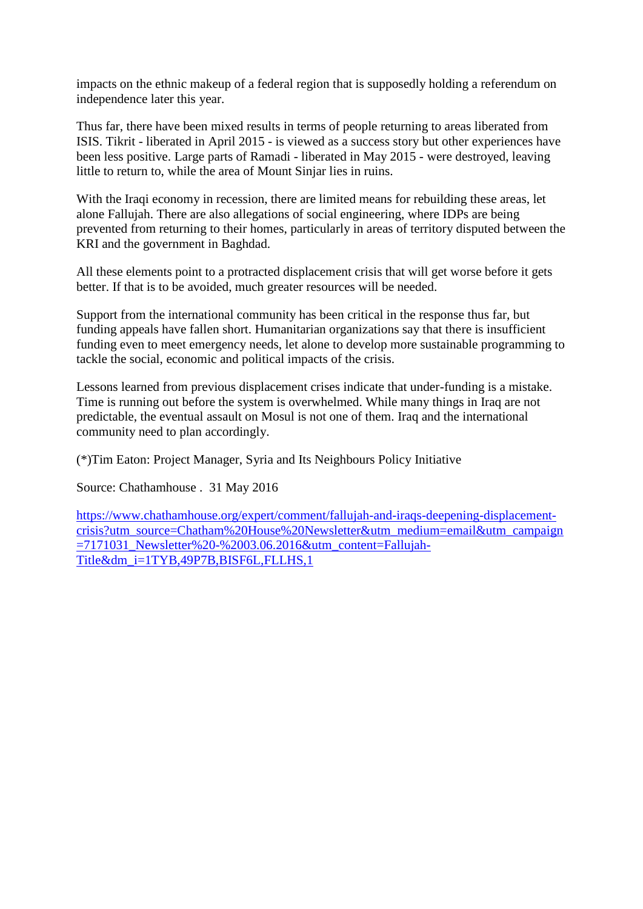impacts on the ethnic makeup of a federal region that is supposedly holding a referendum on independence later this year.

Thus far, there have been mixed results in terms of people returning to areas liberated from ISIS. Tikrit - liberated in April 2015 - is viewed as a success story but other experiences have been less positive. Large parts of Ramadi - liberated in May 2015 - were destroyed, leaving little to return to, while the area of Mount Sinjar lies in ruins.

With the Iraqi economy in recession, there are limited means for rebuilding these areas, let alone Fallujah. There are also allegations of social engineering, where IDPs are being prevented from returning to their homes, particularly in areas of territory disputed between the KRI and the government in Baghdad.

All these elements point to a protracted displacement crisis that will get worse before it gets better. If that is to be avoided, much greater resources will be needed.

Support from the international community has been critical in the response thus far, but funding appeals have fallen short. Humanitarian organizations say that there is insufficient funding even to meet emergency needs, let alone to develop more sustainable programming to tackle the social, economic and political impacts of the crisis.

Lessons learned from previous displacement crises indicate that under-funding is a mistake. Time is running out before the system is overwhelmed. While many things in Iraq are not predictable, the eventual assault on Mosul is not one of them. Iraq and the international community need to plan accordingly.

(*)Tim Eaton: Project Manager, Syria and Its Neighbours Policy Initiative

Source: Chathamhouse . 31 May 2016

https://www.chathamhouse.org/expert/comment/fallujah-and-iraqs-deepening-displacement-crisis?utm_source=Chatham%20House%20Newsletter&utm_medium=email&utm_campaign=7171031_Newsletter%20-%2003.06.2016&utm_content=Fallujah-Title&dm_i=1TYB,49P7B,BISF6L,FLLHS,1